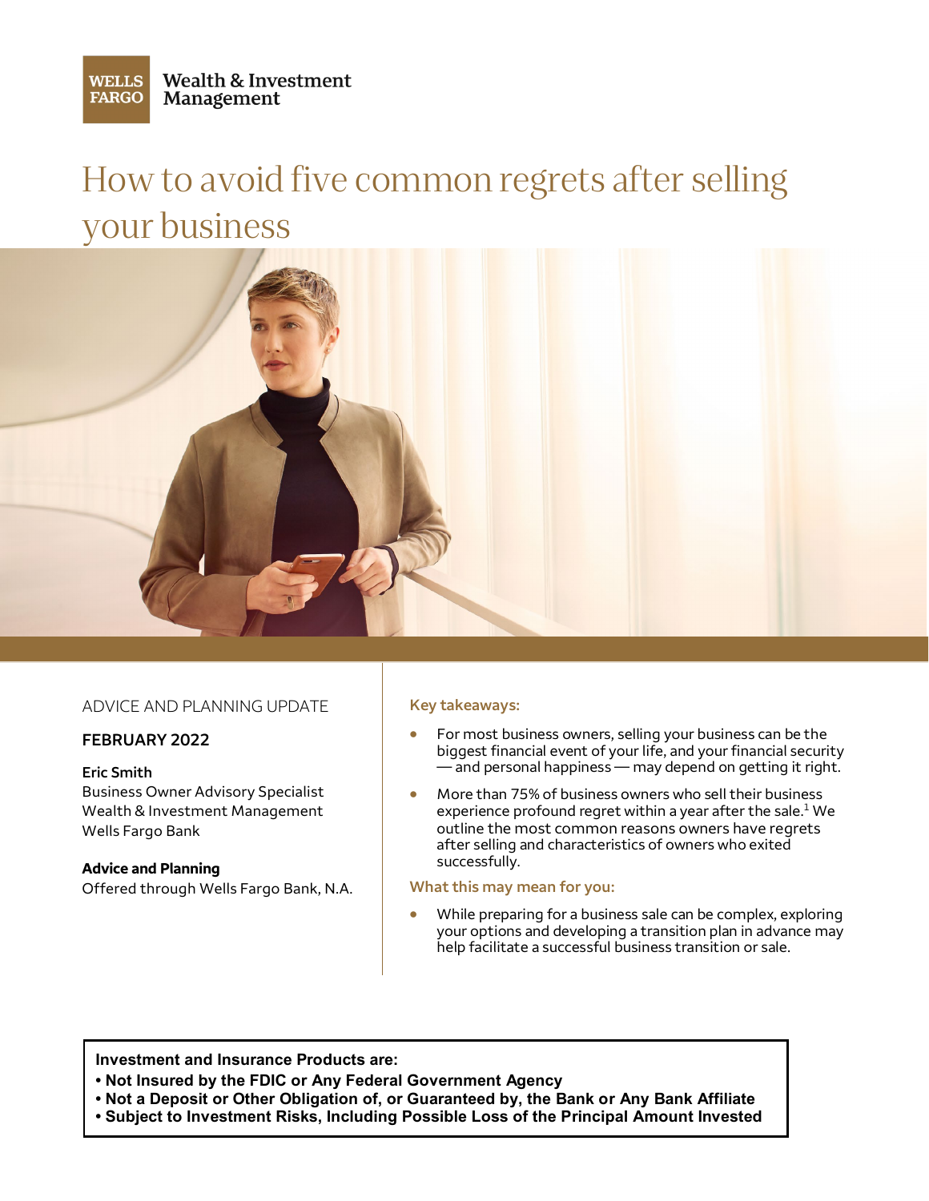Wells Fargo Wealth & Investment Management

# How to avoid five common regrets after selling your business

ADVICE AND PLANNING UPDATE

**FEBRUARY 2022**

**Eric Smith**
Business Owner Advisory Specialist
Wealth & Investment Management
Wells Fargo Bank

**Advice and Planning**
Offered through Wells Fargo Bank, N.A.

### Key takeaways:

- For most business owners, selling your business can be the biggest financial event of your life, and your financial security — and personal happiness — may depend on getting it right.
- More than 75% of business owners who sell their business experience profound regret within a year after the sale.[1] We outline the most common reasons owners have regrets after selling and characteristics of owners who exited successfully.

### What this may mean for you:

- While preparing for a business sale can be complex, exploring your options and developing a transition plan in advance may help facilitate a successful business transition or sale.

**Investment and Insurance Products are:**
**• Not Insured by the FDIC or Any Federal Government Agency**
**• Not a Deposit or Other Obligation of, or Guaranteed by, the Bank or Any Bank Affiliate**
**• Subject to Investment Risks, Including Possible Loss of the Principal Amount Invested**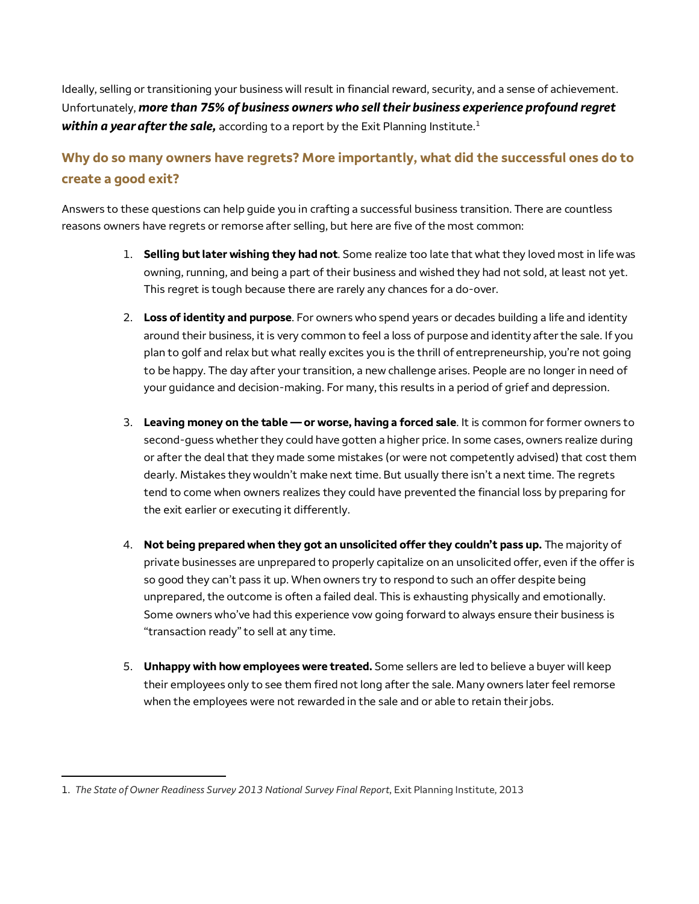Ideally, selling or transitioning your business will result in financial reward, security, and a sense of achievement. Unfortunately, ***more than 75% of business owners who sell their business experience profound regret within a year after the sale,*** according to a report by the Exit Planning Institute.[1]

## Why do so many owners have regrets? More importantly, what did the successful ones do to create a good exit?

Answers to these questions can help guide you in crafting a successful business transition. There are countless reasons owners have regrets or remorse after selling, but here are five of the most common:

1. **Selling but later wishing they had not**. Some realize too late that what they loved most in life was owning, running, and being a part of their business and wished they had not sold, at least not yet. This regret is tough because there are rarely any chances for a do-over.

2. **Loss of identity and purpose**. For owners who spend years or decades building a life and identity around their business, it is very common to feel a loss of purpose and identity after the sale. If you plan to golf and relax but what really excites you is the thrill of entrepreneurship, you're not going to be happy. The day after your transition, a new challenge arises. People are no longer in need of your guidance and decision-making. For many, this results in a period of grief and depression.

3. **Leaving money on the table — or worse, having a forced sale**. It is common for former owners to second-guess whether they could have gotten a higher price. In some cases, owners realize during or after the deal that they made some mistakes (or were not competently advised) that cost them dearly. Mistakes they wouldn't make next time. But usually there isn't a next time. The regrets tend to come when owners realizes they could have prevented the financial loss by preparing for the exit earlier or executing it differently.

4. **Not being prepared when they got an unsolicited offer they couldn't pass up.** The majority of private businesses are unprepared to properly capitalize on an unsolicited offer, even if the offer is so good they can't pass it up. When owners try to respond to such an offer despite being unprepared, the outcome is often a failed deal. This is exhausting physically and emotionally. Some owners who've had this experience vow going forward to always ensure their business is "transaction ready" to sell at any time.

5. **Unhappy with how employees were treated.** Some sellers are led to believe a buyer will keep their employees only to see them fired not long after the sale. Many owners later feel remorse when the employees were not rewarded in the sale and or able to retain their jobs.

---

1. *The State of Owner Readiness Survey 2013 National Survey Final Report*, Exit Planning Institute, 2013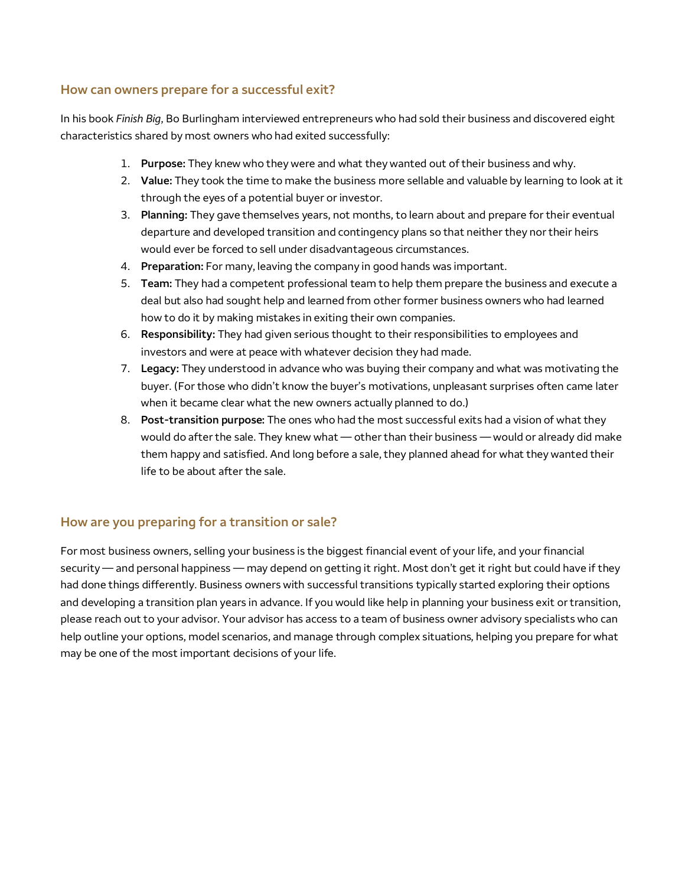## How can owners prepare for a successful exit?

In his book *Finish Big*, Bo Burlingham interviewed entrepreneurs who had sold their business and discovered eight characteristics shared by most owners who had exited successfully:

1. **Purpose:** They knew who they were and what they wanted out of their business and why.
2. **Value:** They took the time to make the business more sellable and valuable by learning to look at it through the eyes of a potential buyer or investor.
3. **Planning:** They gave themselves years, not months, to learn about and prepare for their eventual departure and developed transition and contingency plans so that neither they nor their heirs would ever be forced to sell under disadvantageous circumstances.
4. **Preparation:** For many, leaving the company in good hands was important.
5. **Team:** They had a competent professional team to help them prepare the business and execute a deal but also had sought help and learned from other former business owners who had learned how to do it by making mistakes in exiting their own companies.
6. **Responsibility:** They had given serious thought to their responsibilities to employees and investors and were at peace with whatever decision they had made.
7. **Legacy:** They understood in advance who was buying their company and what was motivating the buyer. (For those who didn't know the buyer's motivations, unpleasant surprises often came later when it became clear what the new owners actually planned to do.)
8. **Post-transition purpose:** The ones who had the most successful exits had a vision of what they would do after the sale. They knew what — other than their business — would or already did make them happy and satisfied. And long before a sale, they planned ahead for what they wanted their life to be about after the sale.

## How are you preparing for a transition or sale?

For most business owners, selling your business is the biggest financial event of your life, and your financial security — and personal happiness — may depend on getting it right. Most don't get it right but could have if they had done things differently. Business owners with successful transitions typically started exploring their options and developing a transition plan years in advance. If you would like help in planning your business exit or transition, please reach out to your advisor. Your advisor has access to a team of business owner advisory specialists who can help outline your options, model scenarios, and manage through complex situations, helping you prepare for what may be one of the most important decisions of your life.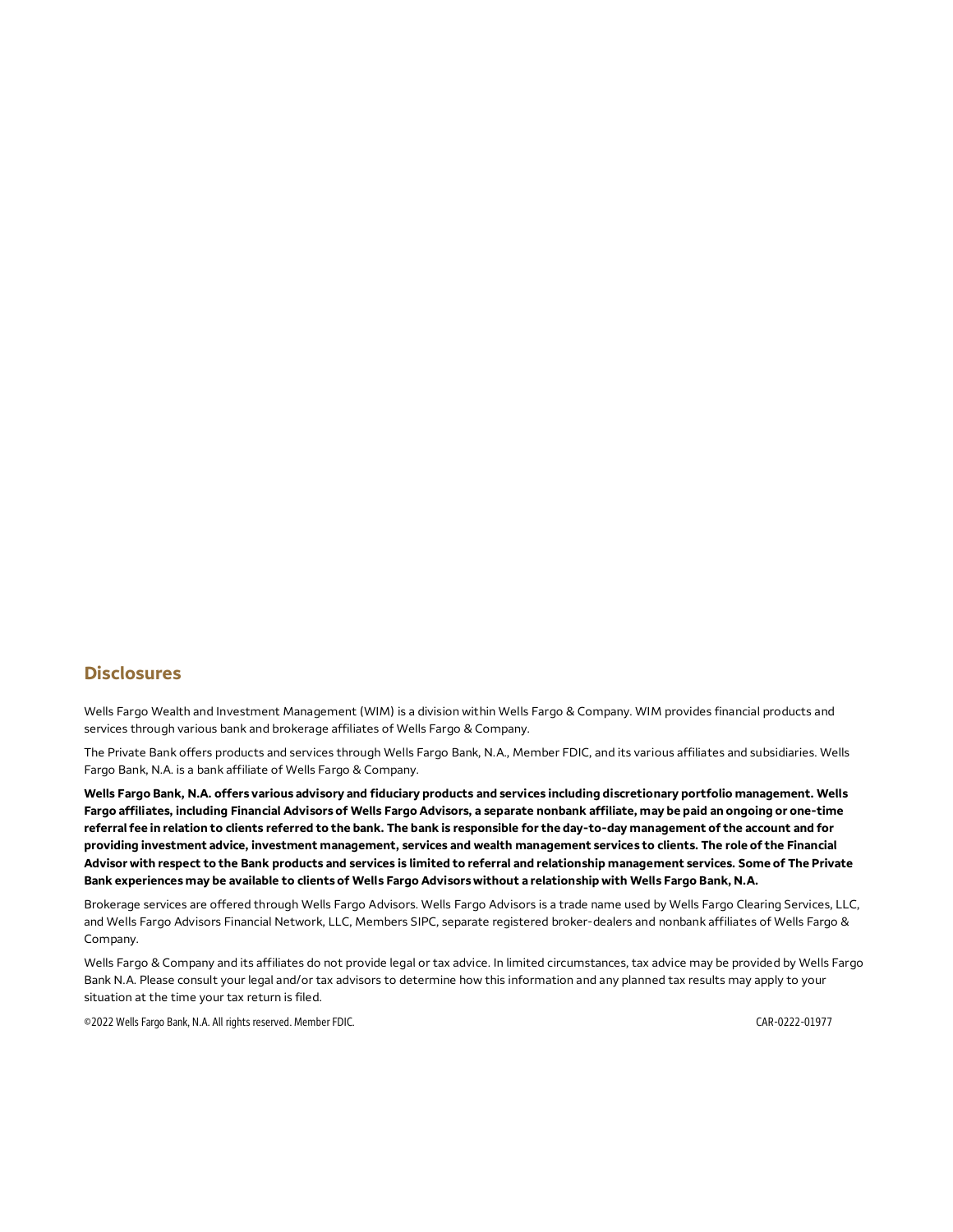## Disclosures

Wells Fargo Wealth and Investment Management (WIM) is a division within Wells Fargo & Company. WIM provides financial products and services through various bank and brokerage affiliates of Wells Fargo & Company.

The Private Bank offers products and services through Wells Fargo Bank, N.A., Member FDIC, and its various affiliates and subsidiaries. Wells Fargo Bank, N.A. is a bank affiliate of Wells Fargo & Company.

**Wells Fargo Bank, N.A. offers various advisory and fiduciary products and services including discretionary portfolio management. Wells Fargo affiliates, including Financial Advisors of Wells Fargo Advisors, a separate nonbank affiliate, may be paid an ongoing or one-time referral fee in relation to clients referred to the bank. The bank is responsible for the day-to-day management of the account and for providing investment advice, investment management, services and wealth management services to clients. The role of the Financial Advisor with respect to the Bank products and services is limited to referral and relationship management services. Some of The Private Bank experiences may be available to clients of Wells Fargo Advisors without a relationship with Wells Fargo Bank, N.A.**

Brokerage services are offered through Wells Fargo Advisors. Wells Fargo Advisors is a trade name used by Wells Fargo Clearing Services, LLC, and Wells Fargo Advisors Financial Network, LLC, Members SIPC, separate registered broker-dealers and nonbank affiliates of Wells Fargo & Company.

Wells Fargo & Company and its affiliates do not provide legal or tax advice. In limited circumstances, tax advice may be provided by Wells Fargo Bank N.A. Please consult your legal and/or tax advisors to determine how this information and any planned tax results may apply to your situation at the time your tax return is filed.

©2022 Wells Fargo Bank, N.A. All rights reserved. Member FDIC. CAR-0222-01977